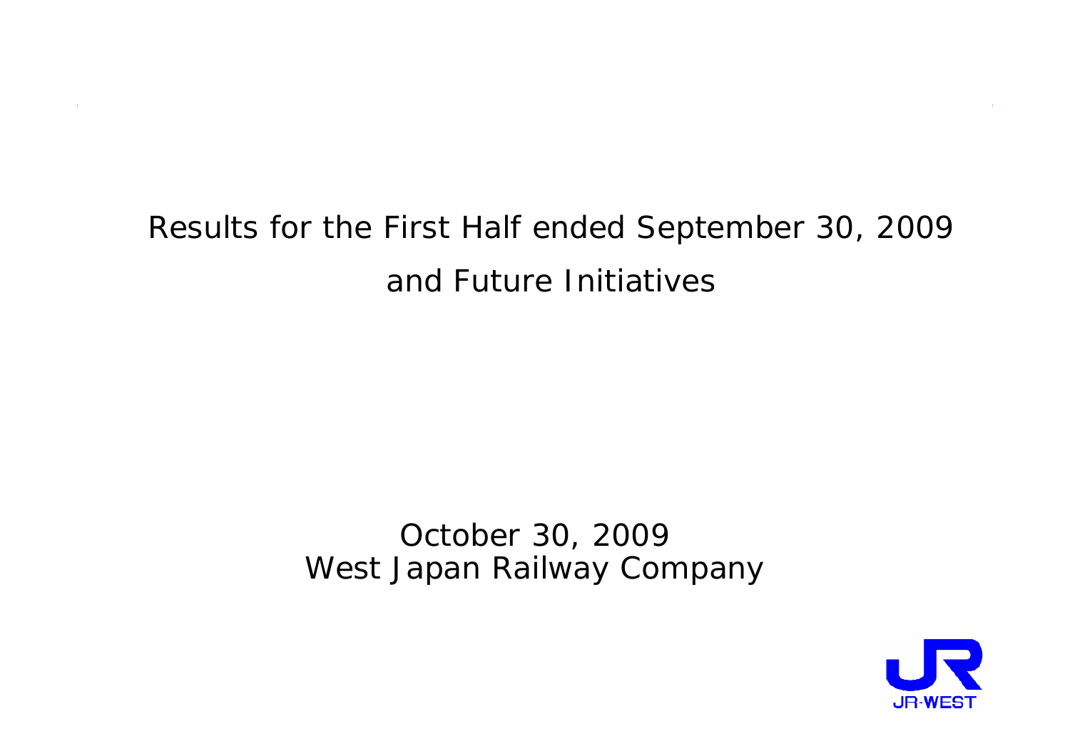# Results for the First Half ended September 30, 2009 and Future Initiatives

October 30, 2009

West Japan Railway Company

JR-WEST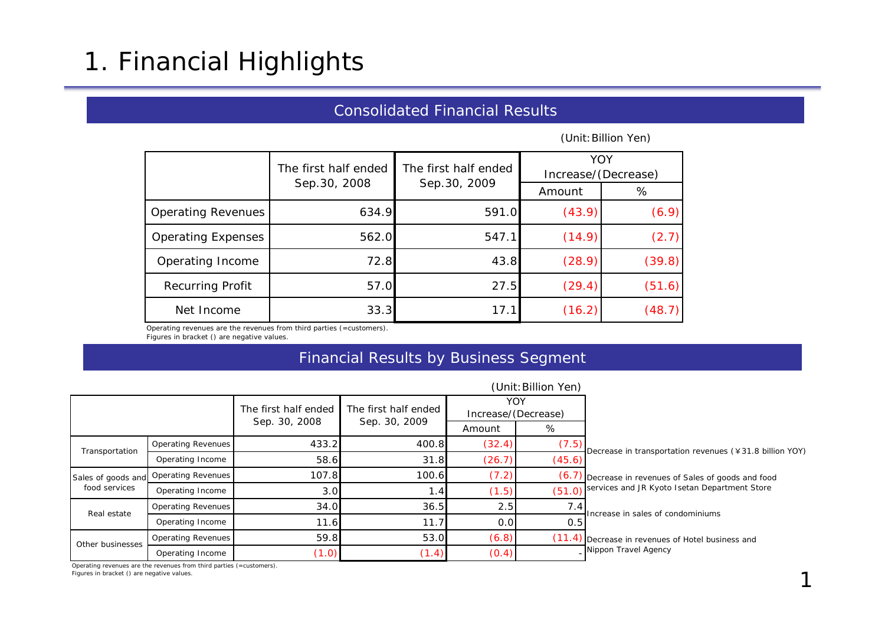# 1. Financial Highlights

## Consolidated Financial Results

(Unit:Billion Yen)

| | The first half ended Sep.30, 2008 | The first half ended Sep.30, 2009 | YOY Increase/(Decrease) | |
|---|---|---|---|---|
| | | | Amount | % |
| Operating Revenues | 634.9 | 591.0 | (43.9) | (6.9) |
| Operating Expenses | 562.0 | 547.1 | (14.9) | (2.7) |
| Operating Income | 72.8 | 43.8 | (28.9) | (39.8) |
| Recurring Profit | 57.0 | 27.5 | (29.4) | (51.6) |
| Net Income | 33.3 | 17.1 | (16.2) | (48.7) |

Operating revenues are the revenues from third parties (=customers).
Figures in bracket () are negative values.

## Financial Results by Business Segment

(Unit:Billion Yen)

| | | The first half ended Sep. 30, 2008 | The first half ended Sep. 30, 2009 | YOY Increase/(Decrease) | | |
|---|---|---|---|---|---|---|
| | | | | Amount | % | |
| Transportation | Operating Revenues | 433.2 | 400.8 | (32.4) | (7.5) | Decrease in transportation revenues (¥31.8 billion YOY) |
| | Operating Income | 58.6 | 31.8 | (26.7) | (45.6) | |
| Sales of goods and food services | Operating Revenues | 107.8 | 100.6 | (7.2) | (6.7) | Decrease in revenues of Sales of goods and food services and JR Kyoto Isetan Department Store |
| | Operating Income | 3.0 | 1.4 | (1.5) | (51.0) | |
| Real estate | Operating Revenues | 34.0 | 36.5 | 2.5 | 7.4 | Increase in sales of condominiums |
| | Operating Income | 11.6 | 11.7 | 0.0 | 0.5 | |
| Other businesses | Operating Revenues | 59.8 | 53.0 | (6.8) | (11.4) | Decrease in revenues of Hotel business and Nippon Travel Agency |
| | Operating Income | (1.0) | (1.4) | (0.4) | - | |

Operating revenues are the revenues from third parties (=customers).
Figures in bracket () are negative values.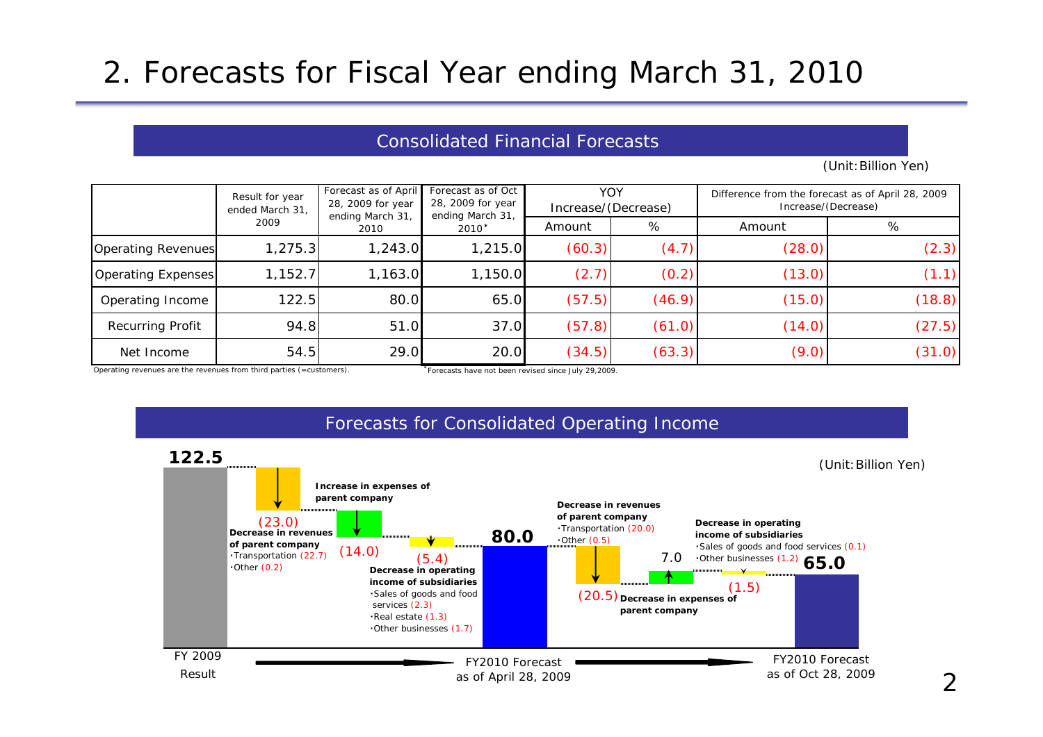# 2. Forecasts for Fiscal Year ending March 31, 2010

## Consolidated Financial Forecasts

(Unit: Billion Yen)

| | Result for year ended March 31, 2009 | Forecast as of April 28, 2009 for year ending March 31, 2010 | Forecast as of Oct 28, 2009 for year ending March 31, 2010* | YOY Increase/(Decrease) | | Difference from the forecast as of April 28, 2009 Increase/(Decrease) | |
|---|---|---|---|---|---|---|---|
| | | | | Amount | % | Amount | % |
| Operating Revenues | 1,275.3 | 1,243.0 | 1,215.0 | (60.3) | (4.7) | (28.0) | (2.3) |
| Operating Expenses | 1,152.7 | 1,163.0 | 1,150.0 | (2.7) | (0.2) | (13.0) | (1.1) |
| Operating Income | 122.5 | 80.0 | 65.0 | (57.5) | (46.9) | (15.0) | (18.8) |
| Recurring Profit | 94.8 | 51.0 | 37.0 | (57.8) | (61.0) | (14.0) | (27.5) |
| Net Income | 54.5 | 29.0 | 20.0 | (34.5) | (63.3) | (9.0) | (31.0) |

Operating revenues are the revenues from third parties (=customers).

*Forecasts have not been revised since July 29,2009.

## Forecasts for Consolidated Operating Income

(Unit: Billion Yen)

- FY 2009 Result: 122.5
- Decrease in revenues of parent company (23.0)
  - ･Transportation (22.7)
  - ･Other (0.2)
- Increase in expenses of parent company (14.0)
- Decrease in operating income of subsidiaries (5.4)
  - ･Sales of goods and food services (2.3)
  - ･Real estate (1.3)
  - ･Other businesses (1.7)
- FY2010 Forecast as of April 28, 2009: 80.0
- Decrease in revenues of parent company (20.5)
  - ･Transportation (20.0)
  - ･Other (0.5)
- Decrease in expenses of parent company 7.0
- Decrease in operating income of subsidiaries (1.5)
  - ･Sales of goods and food services (0.1)
  - ･Other businesses (1.2)
- FY2010 Forecast as of Oct 28, 2009: 65.0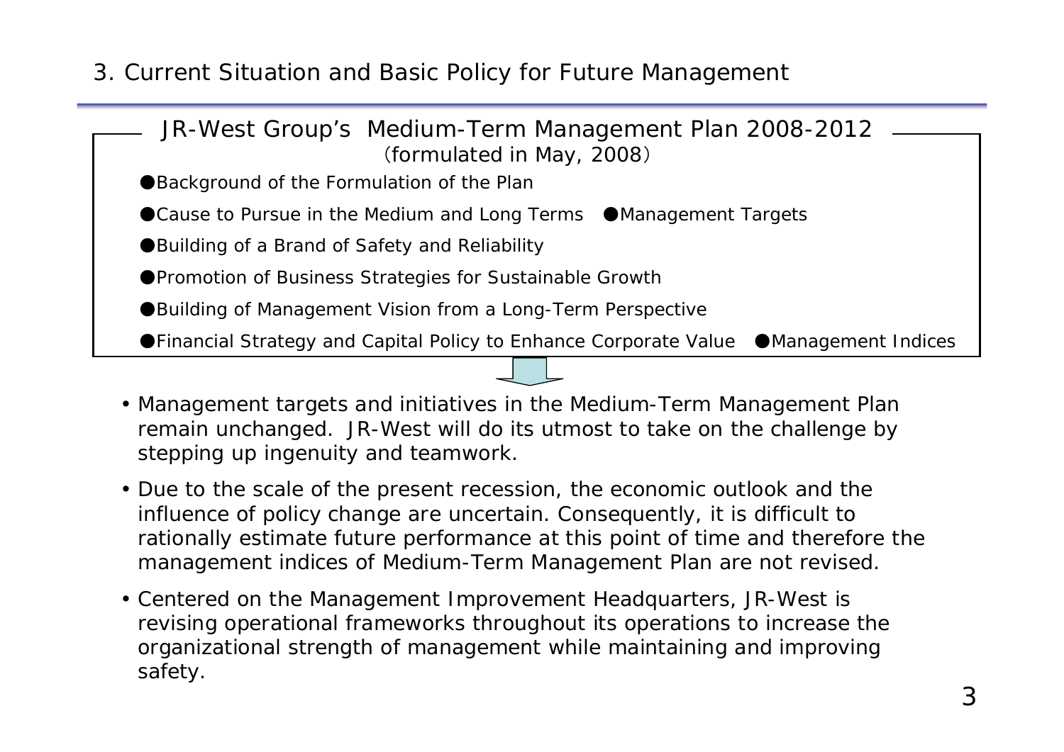## 3. Current Situation and Basic Policy for Future Management

**JR-West Group's Medium-Term Management Plan 2008-2012**
(formulated in May, 2008)

- ●Background of the Formulation of the Plan
- ●Cause to Pursue in the Medium and Long Terms ●Management Targets
- ●Building of a Brand of Safety and Reliability
- ●Promotion of Business Strategies for Sustainable Growth
- ●Building of Management Vision from a Long-Term Perspective
- ●Financial Strategy and Capital Policy to Enhance Corporate Value ●Management Indices

- Management targets and initiatives in the Medium-Term Management Plan remain unchanged. JR-West will do its utmost to take on the challenge by stepping up ingenuity and teamwork.
- Due to the scale of the present recession, the economic outlook and the influence of policy change are uncertain. Consequently, it is difficult to rationally estimate future performance at this point of time and therefore the management indices of Medium-Term Management Plan are not revised.
- Centered on the Management Improvement Headquarters, JR-West is revising operational frameworks throughout its operations to increase the organizational strength of management while maintaining and improving safety.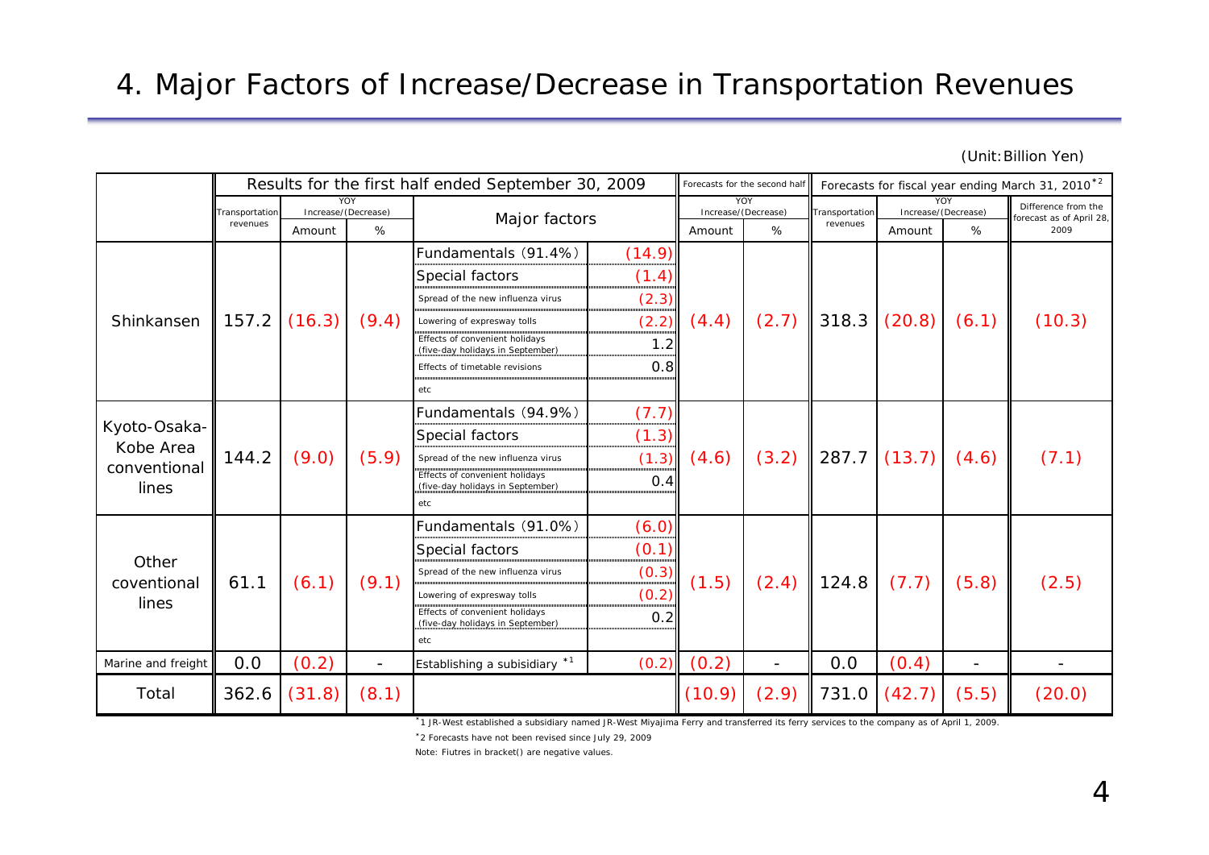# 4. Major Factors of Increase/Decrease in Transportation Revenues

(Unit: Billion Yen)

| | Results for the first half ended September 30, 2009 | | | | | Forecasts for the second half | | Forecasts for fiscal year ending March 31, 2010[*2] | | | |
|---|---|---|---|---|---|---|---|---|---|---|---|
| | Transportation revenues | YOY Increase/(Decrease) | | Major factors | | YOY Increase/(Decrease) | | Transportation revenues | YOY Increase/(Decrease) | | Difference from the forecast as of April 28, 2009 |
| | | Amount | % | | | Amount | % | | Amount | % | |
| Shinkansen | 157.2 | (16.3) | (9.4) | Fundamentals (91.4%) | (14.9) | (4.4) | (2.7) | 318.3 | (20.8) | (6.1) | (10.3) |
| | | | | Special factors | (1.4) | | | | | | |
| | | | | Spread of the new influenza virus | (2.3) | | | | | | |
| | | | | Lowering of expresway tolls | (2.2) | | | | | | |
| | | | | Effects of convenient holidays (five-day holidays in September) | 1.2 | | | | | | |
| | | | | Effects of timetable revisions | 0.8 | | | | | | |
| | | | | etc | | | | | | | |
| Kyoto-Osaka-Kobe Area conventional lines | 144.2 | (9.0) | (5.9) | Fundamentals (94.9%) | (7.7) | (4.6) | (3.2) | 287.7 | (13.7) | (4.6) | (7.1) |
| | | | | Special factors | (1.3) | | | | | | |
| | | | | Spread of the new influenza virus | (1.3) | | | | | | |
| | | | | Effects of convenient holidays (five-day holidays in September) | 0.4 | | | | | | |
| | | | | etc | | | | | | | |
| Other coventional lines | 61.1 | (6.1) | (9.1) | Fundamentals (91.0%) | (6.0) | (1.5) | (2.4) | 124.8 | (7.7) | (5.8) | (2.5) |
| | | | | Special factors | (0.1) | | | | | | |
| | | | | Spread of the new influenza virus | (0.3) | | | | | | |
| | | | | Lowering of expresway tolls | (0.2) | | | | | | |
| | | | | Effects of convenient holidays (five-day holidays in September) | 0.2 | | | | | | |
| | | | | etc | | | | | | | |
| Marine and freight | 0.0 | (0.2) | - | Establishing a subisidiary [*1] | (0.2) | (0.2) | - | 0.0 | (0.4) | - | - |
| Total | 362.6 | (31.8) | (8.1) | | | (10.9) | (2.9) | 731.0 | (42.7) | (5.5) | (20.0) |

[*1] JR-West established a subsidiary named JR-West Miyajima Ferry and transferred its ferry services to the company as of April 1, 2009.

[*2] Forecasts have not been revised since July 29, 2009

Note: Fiutres in bracket() are negative values.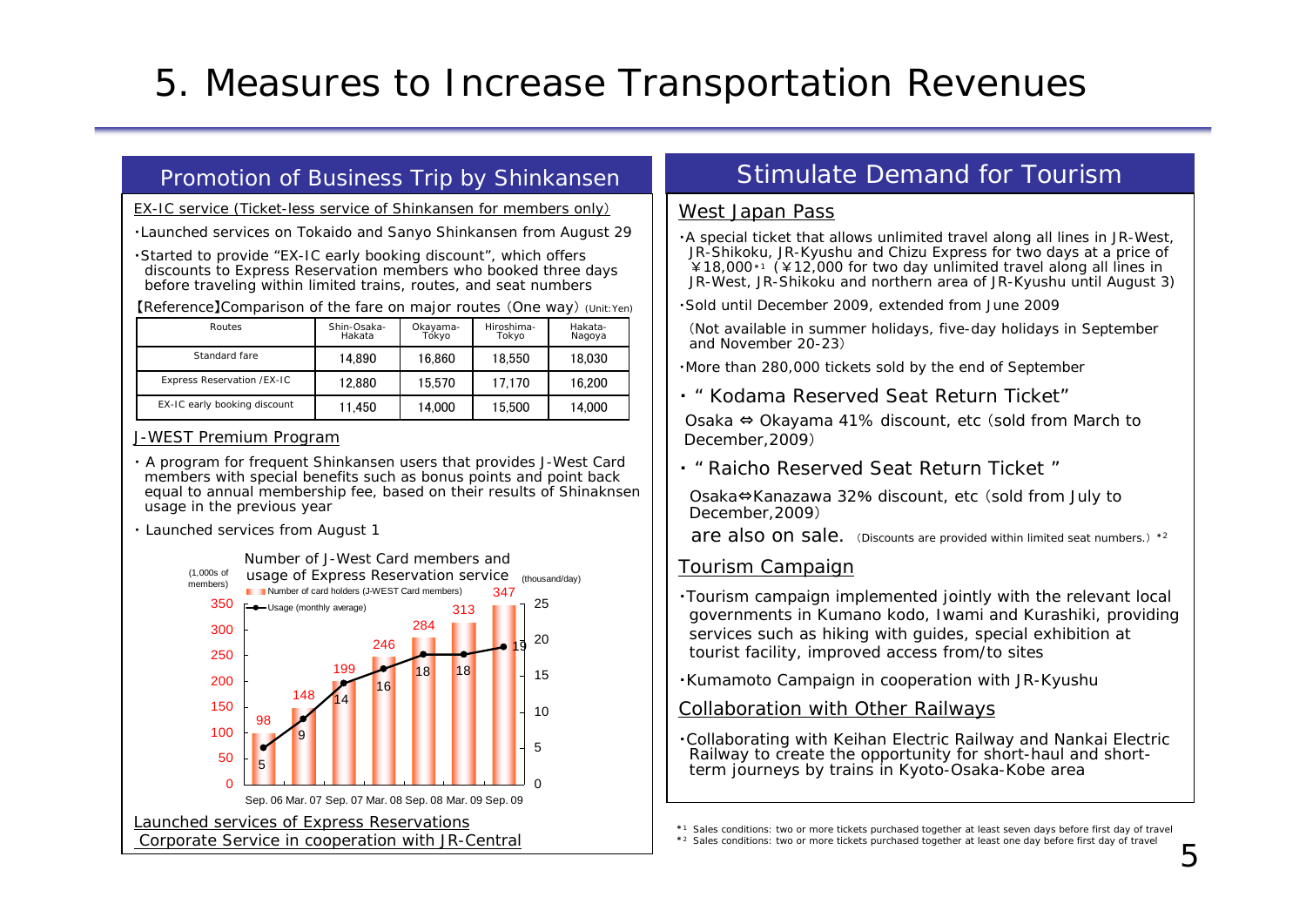# 5. Measures to Increase Transportation Revenues

## Promotion of Business Trip by Shinkansen

EX-IC service (Ticket-less service of Shinkansen for members only)

- Launched services on Tokaido and Sanyo Shinkansen from August 29
- Started to provide "EX-IC early booking discount", which offers discounts to Express Reservation members who booked three days before traveling within limited trains, routes, and seat numbers

【Reference】Comparison of the fare on major routes (One way) (Unit:Yen)

| Routes | Shin-Osaka-Hakata | Okayama-Tokyo | Hiroshima-Tokyo | Hakata-Nagoya |
|---|---|---|---|---|
| Standard fare | 14,890 | 16,860 | 18,550 | 18,030 |
| Express Reservation /EX-IC | 12,880 | 15,570 | 17,170 | 16,200 |
| EX-IC early booking discount | 11,450 | 14,000 | 15,500 | 14,000 |

J-WEST Premium Program

- A program for frequent Shinkansen users that provides J-West Card members with special benefits such as bonus points and point back equal to annual membership fee, based on their results of Shinaknsen usage in the previous year
- Launched services from August 1

Number of J-West Card members and usage of Express Reservation service

| | Sep. 06 | Mar. 07 | Sep. 07 | Mar. 08 | Sep. 08 | Mar. 09 | Sep. 09 |
|---|---|---|---|---|---|---|---|
| Number of card holders (J-WEST Card members) (1,000s of members) | 98 | 148 | 199 | 246 | 284 | 313 | 347 |
| Usage (monthly average) (thousand/day) | 5 | 9 | 14 | 16 | 18 | 18 | 19 |

Launched services of Express Reservations Corporate Service in cooperation with JR-Central

## Stimulate Demand for Tourism

West Japan Pass

- A special ticket that allows unlimited travel along all lines in JR-West, JR-Shikoku, JR-Kyushu and Chizu Express for two days at a price of ¥18,000[*1] (¥12,000 for two day unlimited travel along all lines in JR-West, JR-Shikoku and northern area of JR-Kyushu until August 3)
- Sold until December 2009, extended from June 2009

  (Not available in summer holidays, five-day holidays in September and November 20-23)

- More than 280,000 tickets sold by the end of September
- " Kodama Reserved Seat Return Ticket"

  Osaka ⇔ Okayama 41% discount, etc (sold from March to December,2009)

- " Raicho Reserved Seat Return Ticket "

  Osaka⇔Kanazawa 32% discount, etc (sold from July to December,2009)

  are also on sale. (Discounts are provided within limited seat numbers.) [*2]

Tourism Campaign

- Tourism campaign implemented jointly with the relevant local governments in Kumano kodo, Iwami and Kurashiki, providing services such as hiking with guides, special exhibition at tourist facility, improved access from/to sites
- Kumamoto Campaign in cooperation with JR-Kyushu

Collaboration with Other Railways

- Collaborating with Keihan Electric Railway and Nankai Electric Railway to create the opportunity for short-haul and short-term journeys by trains in Kyoto-Osaka-Kobe area

[*1] Sales conditions: two or more tickets purchased together at least seven days before first day of travel
[*2] Sales conditions: two or more tickets purchased together at least one day before first day of travel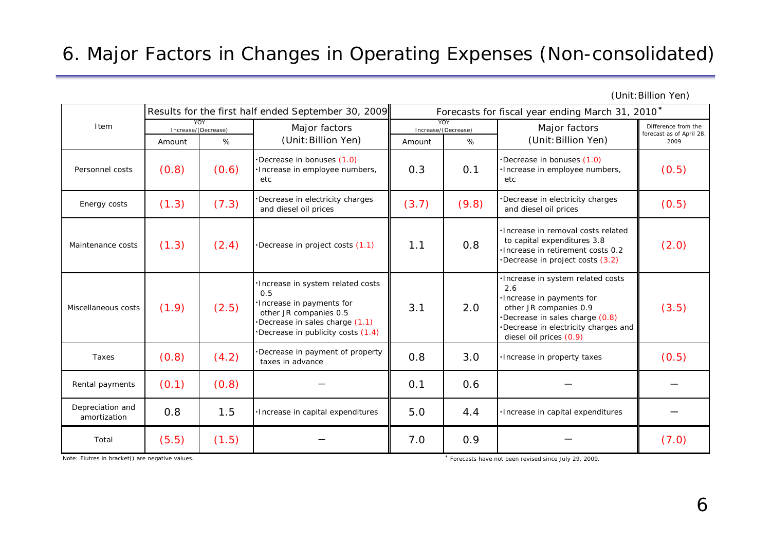# 6. Major Factors in Changes in Operating Expenses (Non-consolidated)

(Unit: Billion Yen)

| Item | Results for the first half ended September 30, 2009 | | | Forecasts for fiscal year ending March 31, 2010* | | | |
|---|---|---|---|---|---|---|---|
| | YOY Increase/(Decrease) | | Major factors (Unit: Billion Yen) | YOY Increase/(Decrease) | | Major factors (Unit: Billion Yen) | Difference from the forecast as of April 28, 2009 |
| | Amount | % | | Amount | % | | |
| Personnel costs | (0.8) | (0.6) | ·Decrease in bonuses (1.0)<br>·Increase in employee numbers, etc | 0.3 | 0.1 | ·Decrease in bonuses (1.0)<br>·Increase in employee numbers, etc | (0.5) |
| Energy costs | (1.3) | (7.3) | ·Decrease in electricity charges and diesel oil prices | (3.7) | (9.8) | ·Decrease in electricity charges and diesel oil prices | (0.5) |
| Maintenance costs | (1.3) | (2.4) | ·Decrease in project costs (1.1) | 1.1 | 0.8 | ·Increase in removal costs related to capital expenditures 3.8<br>·Increase in retirement costs 0.2<br>·Decrease in project costs (3.2) | (2.0) |
| Miscellaneous costs | (1.9) | (2.5) | ·Increase in system related costs 0.5<br>·Increase in payments for other JR companies 0.5<br>·Decrease in sales charge (1.1)<br>·Decrease in publicity costs (1.4) | 3.1 | 2.0 | ·Increase in system related costs 2.6<br>·Increase in payments for other JR companies 0.9<br>·Decrease in sales charge (0.8)<br>·Decrease in electricity charges and diesel prices (0.9) | (3.5) |
| Taxes | (0.8) | (4.2) | ·Decrease in payment of property taxes in advance | 0.8 | 3.0 | ·Increase in property taxes | (0.5) |
| Rental payments | (0.1) | (0.8) | — | 0.1 | 0.6 | — | — |
| Depreciation and amortization | 0.8 | 1.5 | ·Increase in capital expenditures | 5.0 | 4.4 | ·Increase in capital expenditures | — |
| Total | (5.5) | (1.5) | — | 7.0 | 0.9 | — | (7.0) |

Note: Fiutres in bracket() are negative values.

\* Forecasts have not been revised since July 29, 2009.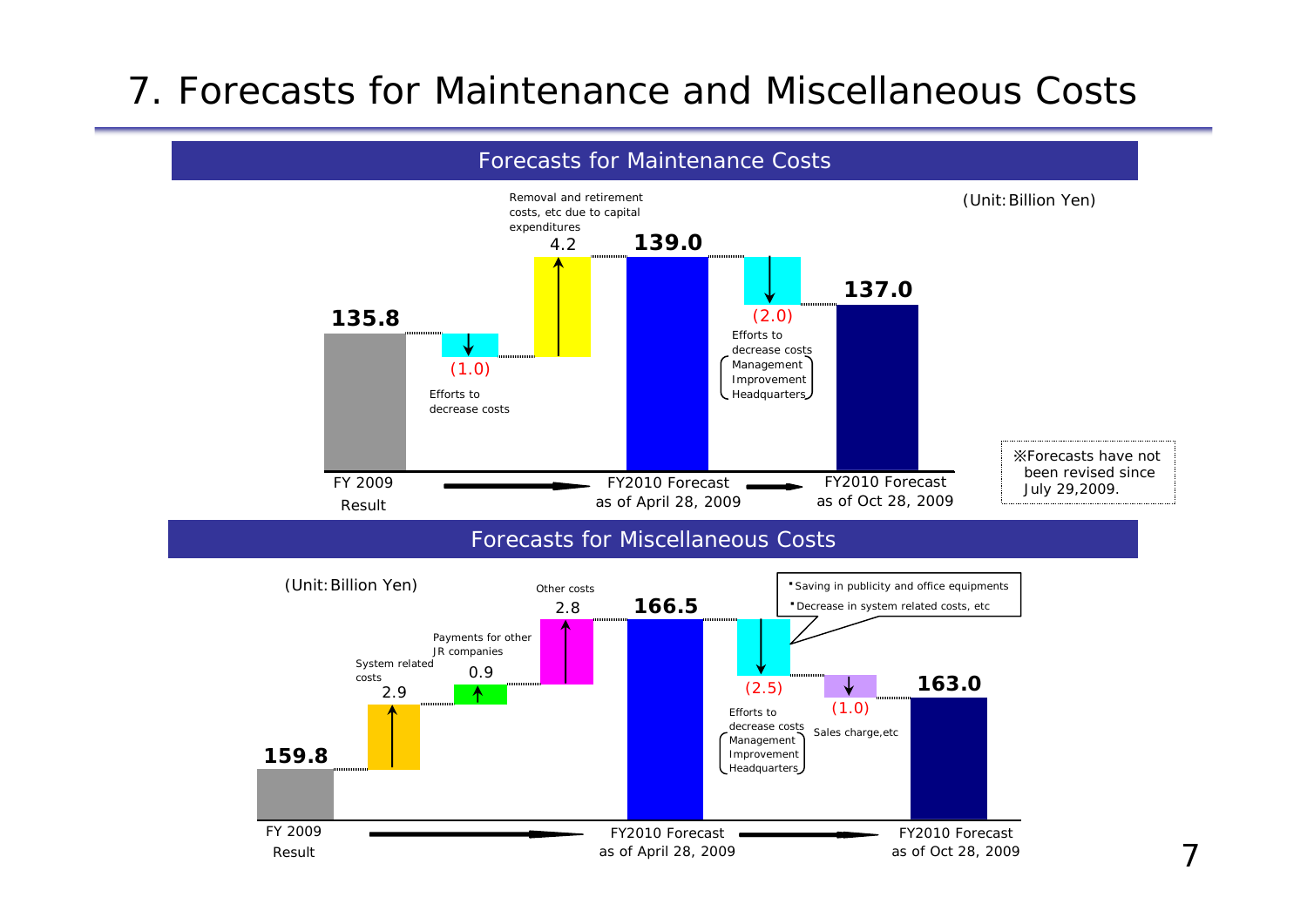# 7. Forecasts for Maintenance and Miscellaneous Costs

## Forecasts for Maintenance Costs

(Unit: Billion Yen)

| Item | Amount |
| --- | --- |
| FY 2009 Result | 135.8 |
| Efforts to decrease costs | (1.0) |
| Removal and retirement costs, etc due to capital expenditures | 4.2 |
| FY2010 Forecast as of April 28, 2009 | 139.0 |
| Efforts to decrease costs (Management Improvement Headquarters) | (2.0) |
| FY2010 Forecast as of Oct 28, 2009 | 137.0 |

※Forecasts have not been revised since July 29,2009.

## Forecasts for Miscellaneous Costs

(Unit: Billion Yen)

| Item | Amount |
| --- | --- |
| FY 2009 Result | 159.8 |
| System related costs | 2.9 |
| Payments for other JR companies | 0.9 |
| Other costs | 2.8 |
| FY2010 Forecast as of April 28, 2009 | 166.5 |
| Efforts to decrease costs (Management Improvement Headquarters) | (2.5) |
| Sales charge,etc | (1.0) |
| FY2010 Forecast as of Oct 28, 2009 | 163.0 |

- Saving in publicity and office equipments
- Decrease in system related costs, etc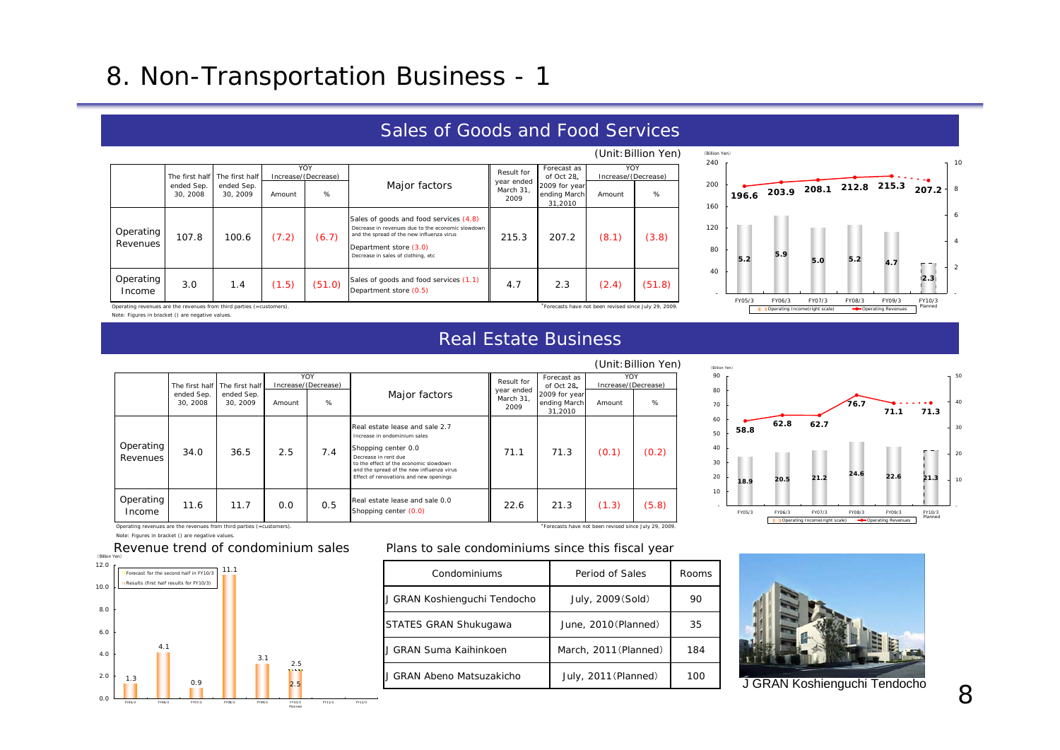# 8. Non-Transportation Business - 1

## Sales of Goods and Food Services

(Unit: Billion Yen)

| | The first half ended Sep. 30, 2008 | The first half ended Sep. 30, 2009 | YOY Increase/(Decrease) Amount | % | Major factors | Result for year ended March 31, 2009 | Forecast as of Oct 28, 2009 for year ending March 31,2010 | YOY Increase/(Decrease) Amount | % |
|---|---|---|---|---|---|---|---|---|---|
| Operating Revenues | 107.8 | 100.6 | (7.2) | (6.7) | Sales of goods and food services (4.8) Decrease in revenues due to the economic slowdown and the spread of the new influenza virus; Department store (3.0) Decrease in sales of clothing, etc | 215.3 | 207.2 | (8.1) | (3.8) |
| Operating Income | 3.0 | 1.4 | (1.5) | (51.0) | Sales of goods and food services (1.1) Department store (0.5) | 4.7 | 2.3 | (2.4) | (51.8) |

Operating revenues are the revenues from third parties (=customers).
Note: Figures in bracket () are negative values.
*Forecasts have not been revised since July 29, 2009.

(Billion Yen)

| | FY05/3 | FY06/3 | FY07/3 | FY08/3 | FY09/3 | FY10/3 Planned |
|---|---|---|---|---|---|---|
| Operating Revenues | 196.6 | 203.9 | 208.1 | 212.8 | 215.3 | 207.2 |
| Operating Income (right scale) | 5.2 | 5.9 | 5.0 | 5.2 | 4.7 | 2.3 |

## Real Estate Business

(Unit: Billion Yen)

| | The first half ended Sep. 30, 2008 | The first half ended Sep. 30, 2009 | YOY Increase/(Decrease) Amount | % | Major factors | Result for year ended March 31, 2009 | Forecast as of Oct 28, 2009 for year ending March 31,2010 | YOY Increase/(Decrease) Amount | % |
|---|---|---|---|---|---|---|---|---|---|
| Operating Revenues | 34.0 | 36.5 | 2.5 | 7.4 | Real estate lease and sale 2.7 Increase in ondominium sales; Shopping center 0.0 Decrease in rent due to the effect of the economic slowdown and the spread of the new influenza virus; Effect of renovations and new openings | 71.1 | 71.3 | (0.1) | (0.2) |
| Operating Income | 11.6 | 11.7 | 0.0 | 0.5 | Real estate lease and sale 0.0 Shopping center (0.0) | 22.6 | 21.3 | (1.3) | (5.8) |

Operating revenues are the revenues from third parties (=customers).
Note: Figures in bracket () are negative values.
*Forecasts have not been revised since July 29, 2009.

(Billion Yen)

| | FY05/3 | FY06/3 | FY07/3 | FY08/3 | FY09/3 | FY10/3 Planned |
|---|---|---|---|---|---|---|
| Operating Revenues | 58.8 | 62.8 | 62.7 | 76.7 | 71.1 | 71.3 |
| Operating Income (right scale) | 18.9 | 20.5 | 21.2 | 24.6 | 22.6 | 21.3 |

### Revenue trend of condominium sales

(Billion Yen)

| FY05/3 | FY06/3 | FY07/3 | FY08/3 | FY09/3 | FY10/3 Planned | FY11/3 | FY12/3 |
|---|---|---|---|---|---|---|---|
| 1.3 | 4.1 | 0.9 | 11.1 | 3.1 | 2.5 (Results, first half results for FY10/3) + 2.5 (Forecast for the second half in FY10/3) | | |

### Plans to sale condominiums since this fiscal year

| Condominiums | Period of Sales | Rooms |
|---|---|---|
| J GRAN Koshienguchi Tendocho | July, 2009(Sold) | 90 |
| STATES GRAN Shukugawa | June, 2010(Planned) | 35 |
| J GRAN Suma Kaihinkoen | March, 2011(Planned) | 184 |
| J GRAN Abeno Matsuzakicho | July, 2011(Planned) | 100 |

J GRAN Koshienguchi Tendocho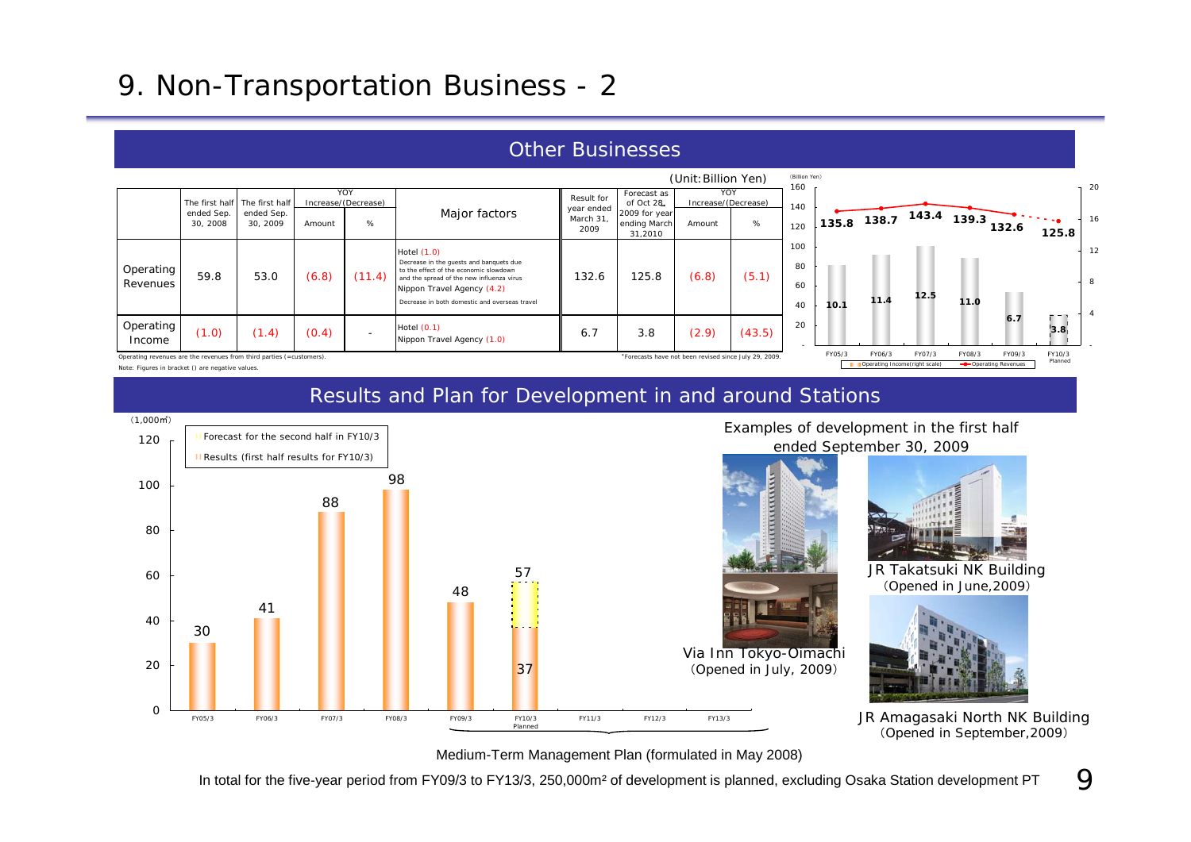# 9. Non-Transportation Business - 2

## Other Businesses

(Unit: Billion Yen)

| | The first half ended Sep. 30, 2008 | The first half ended Sep. 30, 2009 | YOY Increase/(Decrease) | | Major factors | Result for year ended March 31, 2009 | Forecast as of Oct 28, 2009 for year ending March 31,2010 | YOY Increase/(Decrease) | |
|---|---|---|---|---|---|---|---|---|---|
| | | | Amount | % | | | | Amount | % |
| Operating Revenues | 59.8 | 53.0 | (6.8) | (11.4) | Hotel (1.0) Decrease in the guests and banquets due to the effect of the economic slowdown and the spread of the new influenza virus; Nippon Travel Agency (4.2) Decrease in both domestic and overseas travel | 132.6 | 125.8 | (6.8) | (5.1) |
| Operating Income | (1.0) | (1.4) | (0.4) | - | Hotel (0.1); Nippon Travel Agency (1.0) | 6.7 | 3.8 | (2.9) | (43.5) |

Operating revenues are the revenues from third parties (=customers).

Note: Figures in bracket () are negative values.

*Forecasts have not been revised since July 29, 2009.

(Billion Yen)

| | FY05/3 | FY06/3 | FY07/3 | FY08/3 | FY09/3 | FY10/3 Planned |
|---|---|---|---|---|---|---|
| Operating Revenues | 135.8 | 138.7 | 143.4 | 139.3 | 132.6 | 125.8 |
| Operating Income (right scale) | 10.1 | 11.4 | 12.5 | 11.0 | 6.7 | 3.8 |

## Results and Plan for Development in and around Stations

(1,000㎡)

| | FY05/3 | FY06/3 | FY07/3 | FY08/3 | FY09/3 | FY10/3 Planned |
|---|---|---|---|---|---|---|
| Results | 30 | 41 | 88 | 98 | 48 | 37 (first half results for FY10/3) |
| Forecast for the second half in FY10/3 | | | | | | 57 (total) |

FY09/3 – FY13/3: Medium-Term Management Plan (formulated in May 2008)

In total for the five-year period from FY09/3 to FY13/3, 250,000m² of development is planned, excluding Osaka Station development PT

Examples of development in the first half ended September 30, 2009

- JR Takatsuki NK Building (Opened in June,2009)
- Via Inn Tokyo-Oimachi (Opened in July, 2009)
- JR Amagasaki North NK Building (Opened in September,2009)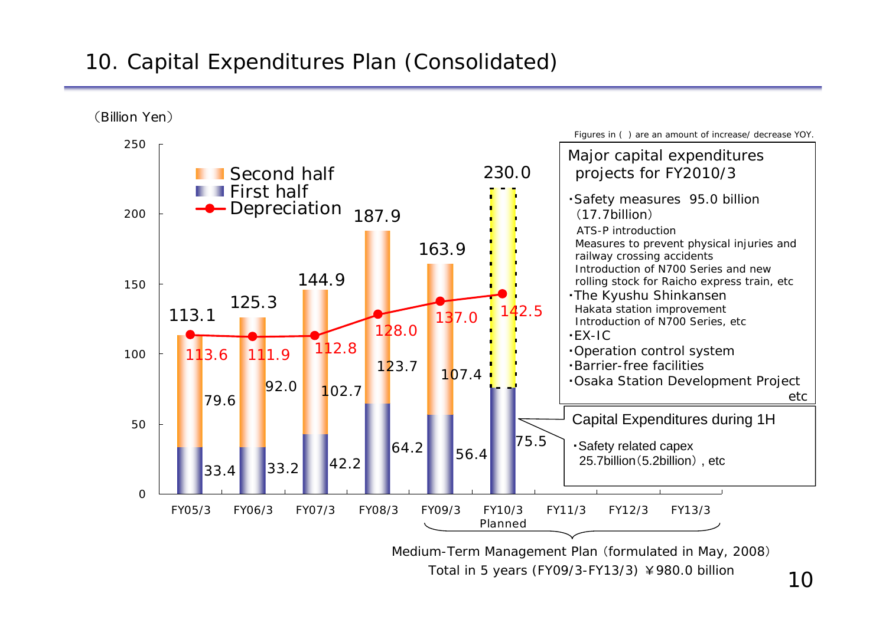# 10. Capital Expenditures Plan (Consolidated)

(Billion Yen)

Figures in ( ) are an amount of increase/ decrease YOY.

| | FY05/3 | FY06/3 | FY07/3 | FY08/3 | FY09/3 | FY10/3 Planned | FY11/3 | FY12/3 | FY13/3 |
|---|---|---|---|---|---|---|---|---|---|
| Total | 113.1 | 125.3 | 144.9 | 187.9 | 163.9 | 230.0 | | | |
| Second half | 79.6 | 92.0 | 102.7 | 123.7 | 107.4 | | | | |
| First half | 33.4 | 33.2 | 42.2 | 64.2 | 56.4 | 75.5 | | | |
| Depreciation | 113.6 | 111.9 | 112.8 | 128.0 | 137.0 | 142.5 | | | |

Medium-Term Management Plan (formulated in May, 2008) (FY09/3–FY13/3)
Total in 5 years (FY09/3-FY13/3) ￥980.0 billion

**Major capital expenditures projects for FY2010/3**

- Safety measures 95.0 billion (17.7billion)
  - ATS-P introduction
  - Measures to prevent physical injuries and railway crossing accidents
  - Introduction of N700 Series and new rolling stock for Raicho express train, etc
- The Kyushu Shinkansen
  - Hakata station improvement
  - Introduction of N700 Series, etc
- EX-IC
- Operation control system
- Barrier-free facilities
- Osaka Station Development Project

etc

**Capital Expenditures during 1H**

- Safety related capex 25.7billion (5.2billion), etc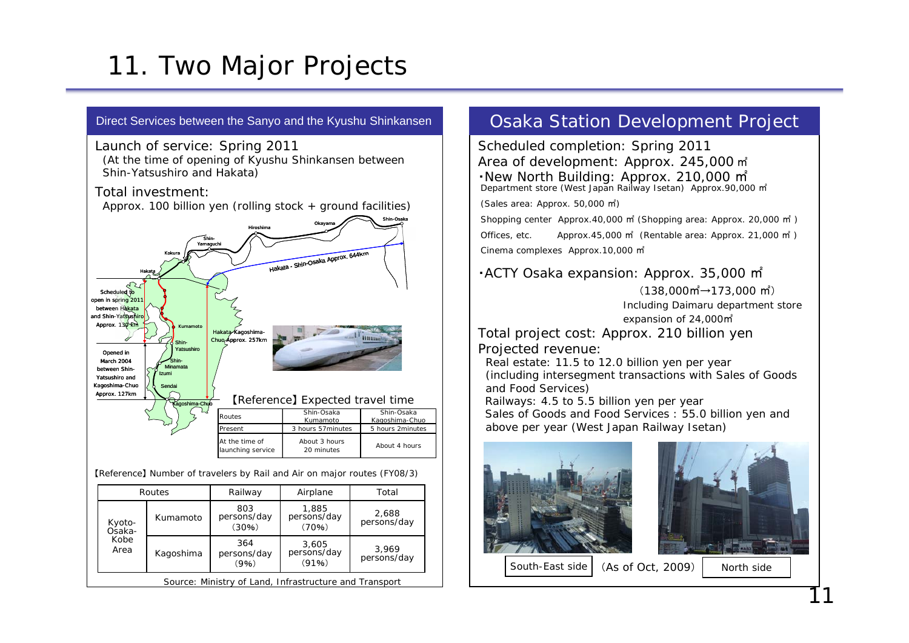# 11. Two Major Projects

## Direct Services between the Sanyo and the Kyushu Shinkansen

Launch of service: Spring 2011

(At the time of opening of Kyushu Shinkansen between Shin-Yatsushiro and Hakata)

Total investment:

Approx. 100 billion yen (rolling stock + ground facilities)

Hakata - Shin-Osaka Approx. 644km

Hakata-Kagoshima-Chuo Approx. 257km

Scheduled to open in spring 2011 between Hakata and Shin-Yatsushiro Approx. 130km

Opened in March 2004 between Shin-Yatsushiro and Kagoshima-Chuo Approx. 127km

【Reference】Expected travel time

| Routes | Shin-Osaka Kumamoto | Shin-Osaka Kagoshima-Chuo |
|---|---|---|
| Present | 3 hours 57minutes | 5 hours 2minutes |
| At the time of launching service | About 3 hours 20 minutes | About 4 hours |

【Reference】Number of travelers by Rail and Air on major routes (FY08/3)

| Routes | | Railway | Airplane | Total |
|---|---|---|---|---|
| Kyoto-Osaka-Kobe Area | Kumamoto | 803 persons/day (30%) | 1,885 persons/day (70%) | 2,688 persons/day |
| | Kagoshima | 364 persons/day (9%) | 3,605 persons/day (91%) | 3,969 persons/day |

Source: Ministry of Land, Infrastructure and Transport

## Osaka Station Development Project

Scheduled completion: Spring 2011

Area of development: Approx. 245,000 ㎡

・New North Building: Approx. 210,000 ㎡

Department store (West Japan Railway Isetan) Approx.90,000 ㎡

(Sales area: Approx. 50,000 ㎡)

Shopping center Approx.40,000 ㎡ (Shopping area: Approx. 20,000 ㎡)

Offices, etc. Approx.45,000 ㎡ (Rentable area: Approx. 21,000 ㎡)

Cinema complexes Approx.10,000 ㎡

・ACTY Osaka expansion: Approx. 35,000 ㎡

(138,000㎡→173,000 ㎡)

Including Daimaru department store expansion of 24,000㎡

Total project cost: Approx. 210 billion yen

Projected revenue:

Real estate: 11.5 to 12.0 billion yen per year (including intersegment transactions with Sales of Goods and Food Services)

Railways: 4.5 to 5.5 billion yen per year

Sales of Goods and Food Services : 55.0 billion yen and above per year (West Japan Railway Isetan)

South-East side (As of Oct, 2009) North side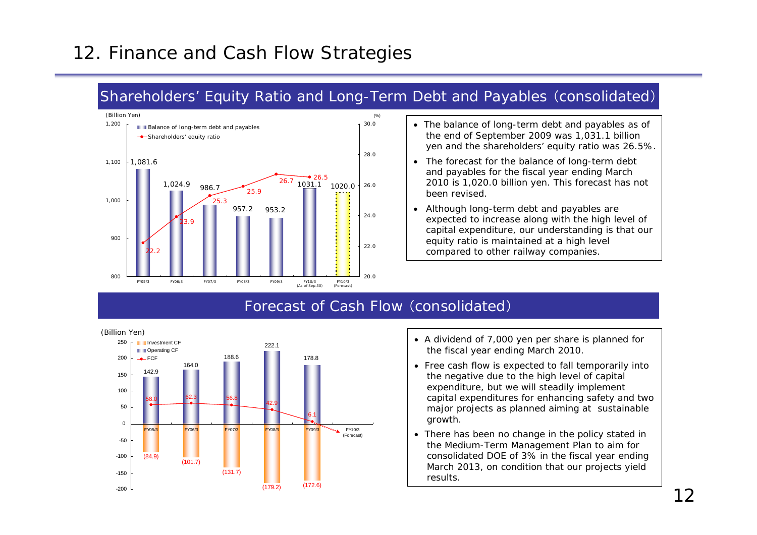# 12. Finance and Cash Flow Strategies

## Shareholders' Equity Ratio and Long-Term Debt and Payables (consolidated)

(Billion Yen)

| | FY05/3 | FY06/3 | FY07/3 | FY08/3 | FY09/3 | FY10/3 (As of Sep.30) | FY10/3 (Forecast) |
|---|---|---|---|---|---|---|---|
| Balance of long-term debt and payables | 1,081.6 | 1,024.9 | 986.7 | 957.2 | 953.2 | 1031.1 | 1020.0 |
| Shareholders' equity ratio (%) | 22.2 | 23.9 | 25.3 | 25.9 | 26.7 | 26.5 | |

- The balance of long-term debt and payables as of the end of September 2009 was 1,031.1 billion yen and the shareholders' equity ratio was 26.5%.
- The forecast for the balance of long-term debt and payables for the fiscal year ending March 2010 is 1,020.0 billion yen. This forecast has not been revised.
- Although long-term debt and payables are expected to increase along with the high level of capital expenditure, our understanding is that our equity ratio is maintained at a high level compared to other railway companies.

## Forecast of Cash Flow (consolidated)

(Billion Yen)

| | FY05/3 | FY06/3 | FY07/3 | FY08/3 | FY09/3 | FY10/3 (Forecast) |
|---|---|---|---|---|---|---|
| Operating CF | 142.9 | 164.0 | 188.6 | 222.1 | 178.8 | |
| Investment CF | (84.9) | (101.7) | (131.7) | (179.2) | (172.6) | |
| FCF | 58.0 | 62.3 | 56.8 | 42.9 | 6.1 | |

- A dividend of 7,000 yen per share is planned for the fiscal year ending March 2010.
- Free cash flow is expected to fall temporarily into the negative due to the high level of capital expenditure, but we will steadily implement capital expenditures for enhancing safety and two major projects as planned aiming at sustainable growth.
- There has been no change in the policy stated in the Medium-Term Management Plan to aim for consolidated DOE of 3% in the fiscal year ending March 2013, on condition that our projects yield results.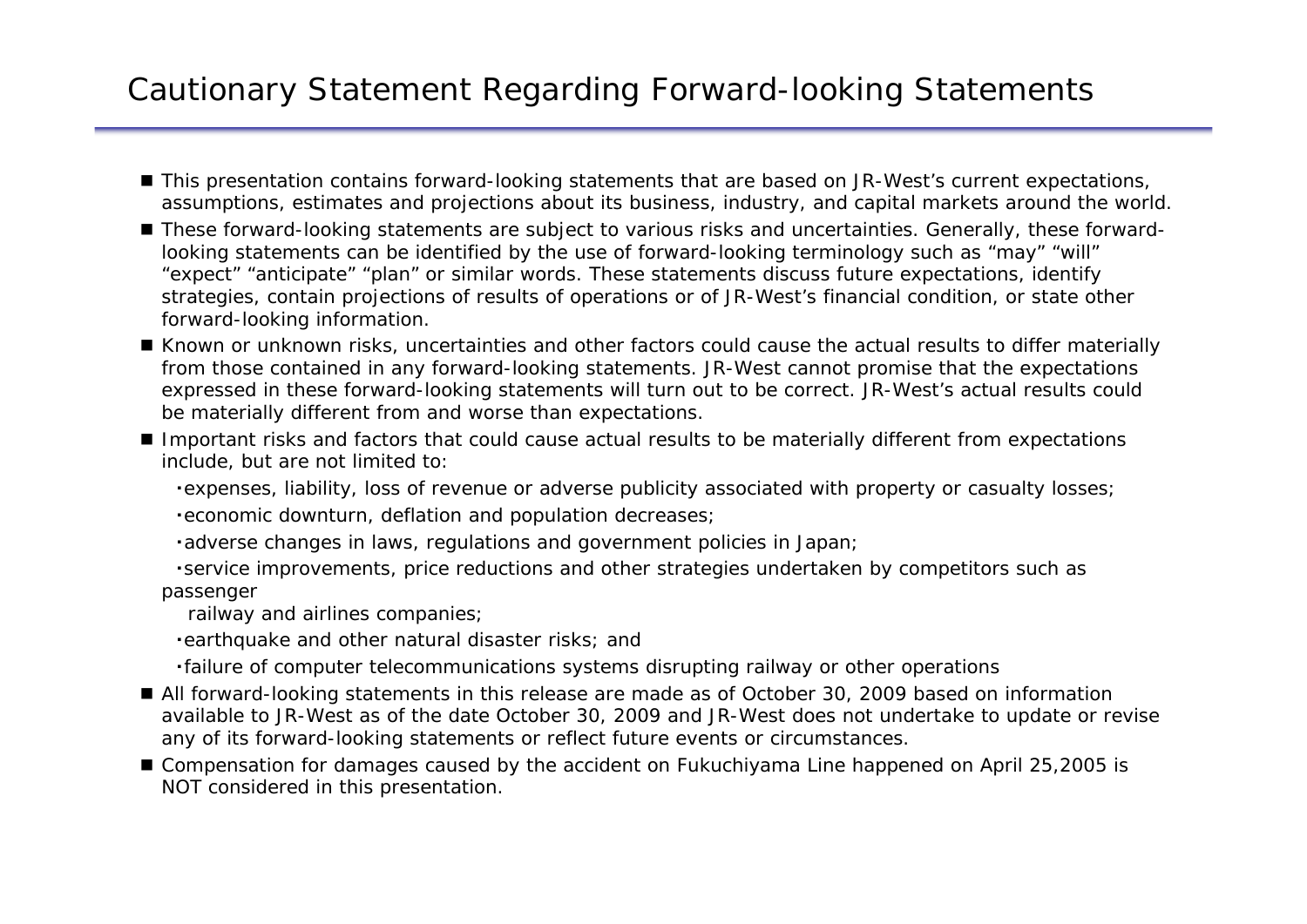# Cautionary Statement Regarding Forward-looking Statements

- This presentation contains forward-looking statements that are based on JR-West's current expectations, assumptions, estimates and projections about its business, industry, and capital markets around the world.
- These forward-looking statements are subject to various risks and uncertainties. Generally, these forward-looking statements can be identified by the use of forward-looking terminology such as "may" "will" "expect" "anticipate" "plan" or similar words. These statements discuss future expectations, identify strategies, contain projections of results of operations or of JR-West's financial condition, or state other forward-looking information.
- Known or unknown risks, uncertainties and other factors could cause the actual results to differ materially from those contained in any forward-looking statements. JR-West cannot promise that the expectations expressed in these forward-looking statements will turn out to be correct. JR-West's actual results could be materially different from and worse than expectations.
- Important risks and factors that could cause actual results to be materially different from expectations include, but are not limited to:
  - ･expenses, liability, loss of revenue or adverse publicity associated with property or casualty losses;
  - ･economic downturn, deflation and population decreases;
  - ･adverse changes in laws, regulations and government policies in Japan;
  - ･service improvements, price reductions and other strategies undertaken by competitors such as passenger railway and airlines companies;
  - ･earthquake and other natural disaster risks; and
  - ･failure of computer telecommunications systems disrupting railway or other operations
- All forward-looking statements in this release are made as of October 30, 2009 based on information available to JR-West as of the date October 30, 2009 and JR-West does not undertake to update or revise any of its forward-looking statements or reflect future events or circumstances.
- Compensation for damages caused by the accident on Fukuchiyama Line happened on April 25,2005 is NOT considered in this presentation.